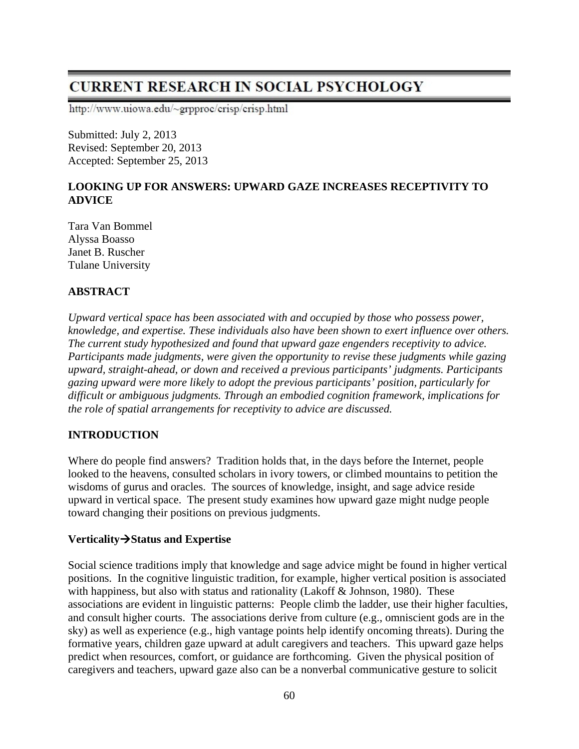# CURRENT RESEARCH IN SOCIAL PSYCHOLOGY

http://www.uiowa.edu/~grpproc/crisp/crisp.html

Submitted: July 2, 2013
Revised: September 20, 2013
Accepted: September 25, 2013

## LOOKING UP FOR ANSWERS: UPWARD GAZE INCREASES RECEPTIVITY TO ADVICE

Tara Van Bommel
Alyssa Boasso
Janet B. Ruscher
Tulane University

## ABSTRACT

*Upward vertical space has been associated with and occupied by those who possess power, knowledge, and expertise. These individuals also have been shown to exert influence over others. The current study hypothesized and found that upward gaze engenders receptivity to advice. Participants made judgments, were given the opportunity to revise these judgments while gazing upward, straight-ahead, or down and received a previous participants' judgments. Participants gazing upward were more likely to adopt the previous participants' position, particularly for difficult or ambiguous judgments. Through an embodied cognition framework, implications for the role of spatial arrangements for receptivity to advice are discussed.*

## INTRODUCTION

Where do people find answers? Tradition holds that, in the days before the Internet, people looked to the heavens, consulted scholars in ivory towers, or climbed mountains to petition the wisdoms of gurus and oracles. The sources of knowledge, insight, and sage advice reside upward in vertical space. The present study examines how upward gaze might nudge people toward changing their positions on previous judgments.

### Verticality→Status and Expertise

Social science traditions imply that knowledge and sage advice might be found in higher vertical positions. In the cognitive linguistic tradition, for example, higher vertical position is associated with happiness, but also with status and rationality (Lakoff & Johnson, 1980). These associations are evident in linguistic patterns: People climb the ladder, use their higher faculties, and consult higher courts. The associations derive from culture (e.g., omniscient gods are in the sky) as well as experience (e.g., high vantage points help identify oncoming threats). During the formative years, children gaze upward at adult caregivers and teachers. This upward gaze helps predict when resources, comfort, or guidance are forthcoming. Given the physical position of caregivers and teachers, upward gaze also can be a nonverbal communicative gesture to solicit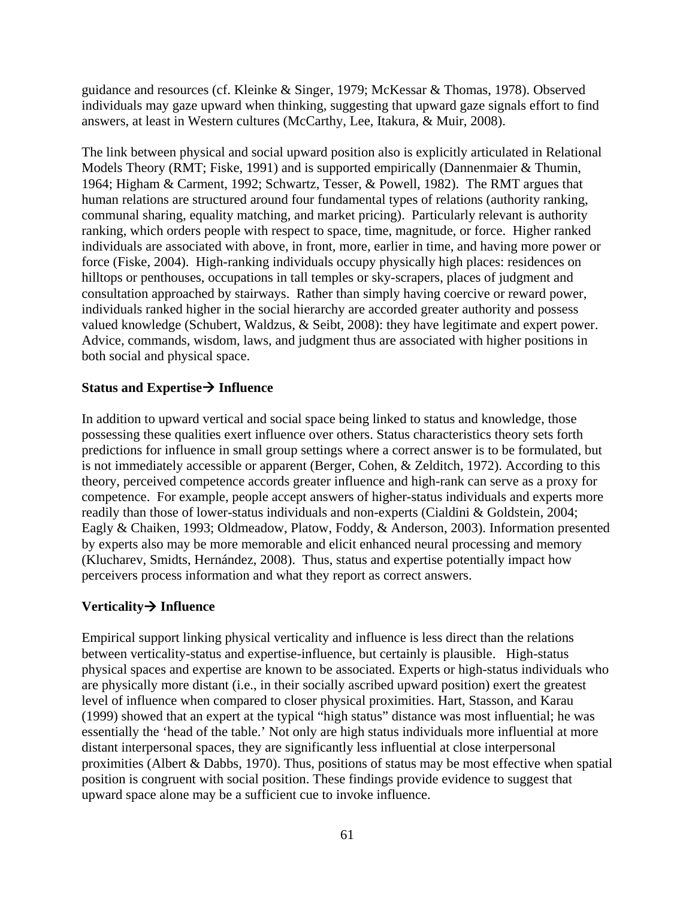guidance and resources (cf. Kleinke & Singer, 1979; McKessar & Thomas, 1978). Observed individuals may gaze upward when thinking, suggesting that upward gaze signals effort to find answers, at least in Western cultures (McCarthy, Lee, Itakura, & Muir, 2008).

The link between physical and social upward position also is explicitly articulated in Relational Models Theory (RMT; Fiske, 1991) and is supported empirically (Dannenmaier & Thumin, 1964; Higham & Carment, 1992; Schwartz, Tesser, & Powell, 1982). The RMT argues that human relations are structured around four fundamental types of relations (authority ranking, communal sharing, equality matching, and market pricing). Particularly relevant is authority ranking, which orders people with respect to space, time, magnitude, or force. Higher ranked individuals are associated with above, in front, more, earlier in time, and having more power or force (Fiske, 2004). High-ranking individuals occupy physically high places: residences on hilltops or penthouses, occupations in tall temples or sky-scrapers, places of judgment and consultation approached by stairways. Rather than simply having coercive or reward power, individuals ranked higher in the social hierarchy are accorded greater authority and possess valued knowledge (Schubert, Waldzus, & Seibt, 2008): they have legitimate and expert power. Advice, commands, wisdom, laws, and judgment thus are associated with higher positions in both social and physical space.

**Status and Expertise→ Influence**

In addition to upward vertical and social space being linked to status and knowledge, those possessing these qualities exert influence over others. Status characteristics theory sets forth predictions for influence in small group settings where a correct answer is to be formulated, but is not immediately accessible or apparent (Berger, Cohen, & Zelditch, 1972). According to this theory, perceived competence accords greater influence and high-rank can serve as a proxy for competence. For example, people accept answers of higher-status individuals and experts more readily than those of lower-status individuals and non-experts (Cialdini & Goldstein, 2004; Eagly & Chaiken, 1993; Oldmeadow, Platow, Foddy, & Anderson, 2003). Information presented by experts also may be more memorable and elicit enhanced neural processing and memory (Klucharev, Smidts, Hernández, 2008). Thus, status and expertise potentially impact how perceivers process information and what they report as correct answers.

**Verticality→ Influence**

Empirical support linking physical verticality and influence is less direct than the relations between verticality-status and expertise-influence, but certainly is plausible. High-status physical spaces and expertise are known to be associated. Experts or high-status individuals who are physically more distant (i.e., in their socially ascribed upward position) exert the greatest level of influence when compared to closer physical proximities. Hart, Stasson, and Karau (1999) showed that an expert at the typical "high status" distance was most influential; he was essentially the 'head of the table.' Not only are high status individuals more influential at more distant interpersonal spaces, they are significantly less influential at close interpersonal proximities (Albert & Dabbs, 1970). Thus, positions of status may be most effective when spatial position is congruent with social position. These findings provide evidence to suggest that upward space alone may be a sufficient cue to invoke influence.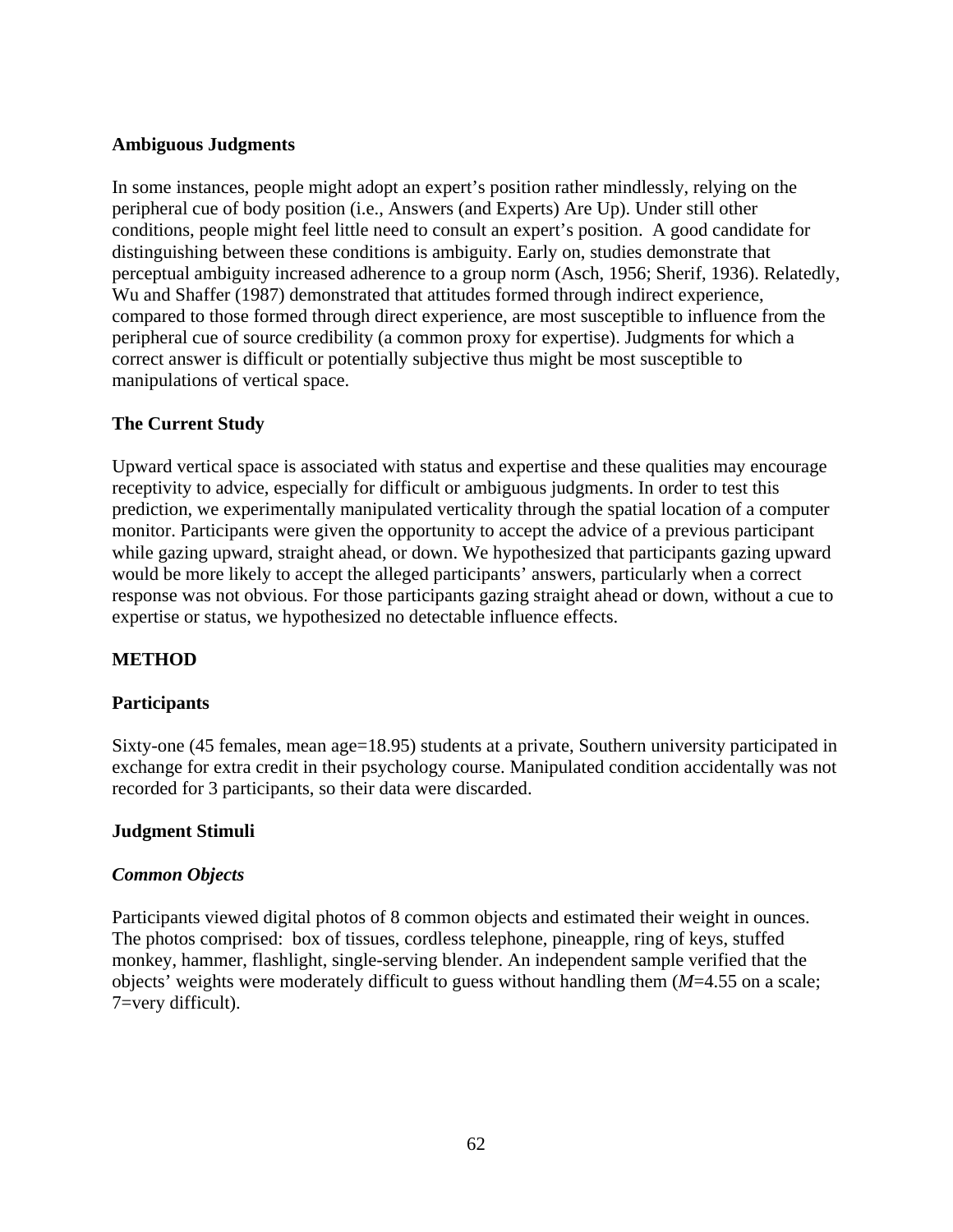## Ambiguous Judgments

In some instances, people might adopt an expert's position rather mindlessly, relying on the peripheral cue of body position (i.e., Answers (and Experts) Are Up). Under still other conditions, people might feel little need to consult an expert's position. A good candidate for distinguishing between these conditions is ambiguity. Early on, studies demonstrate that perceptual ambiguity increased adherence to a group norm (Asch, 1956; Sherif, 1936). Relatedly, Wu and Shaffer (1987) demonstrated that attitudes formed through indirect experience, compared to those formed through direct experience, are most susceptible to influence from the peripheral cue of source credibility (a common proxy for expertise). Judgments for which a correct answer is difficult or potentially subjective thus might be most susceptible to manipulations of vertical space.

## The Current Study

Upward vertical space is associated with status and expertise and these qualities may encourage receptivity to advice, especially for difficult or ambiguous judgments. In order to test this prediction, we experimentally manipulated verticality through the spatial location of a computer monitor. Participants were given the opportunity to accept the advice of a previous participant while gazing upward, straight ahead, or down. We hypothesized that participants gazing upward would be more likely to accept the alleged participants' answers, particularly when a correct response was not obvious. For those participants gazing straight ahead or down, without a cue to expertise or status, we hypothesized no detectable influence effects.

## METHOD

### Participants

Sixty-one (45 females, mean age=18.95) students at a private, Southern university participated in exchange for extra credit in their psychology course. Manipulated condition accidentally was not recorded for 3 participants, so their data were discarded.

### Judgment Stimuli

#### *Common Objects*

Participants viewed digital photos of 8 common objects and estimated their weight in ounces. The photos comprised: box of tissues, cordless telephone, pineapple, ring of keys, stuffed monkey, hammer, flashlight, single-serving blender. An independent sample verified that the objects' weights were moderately difficult to guess without handling them ($M$=4.55 on a scale; 7=very difficult).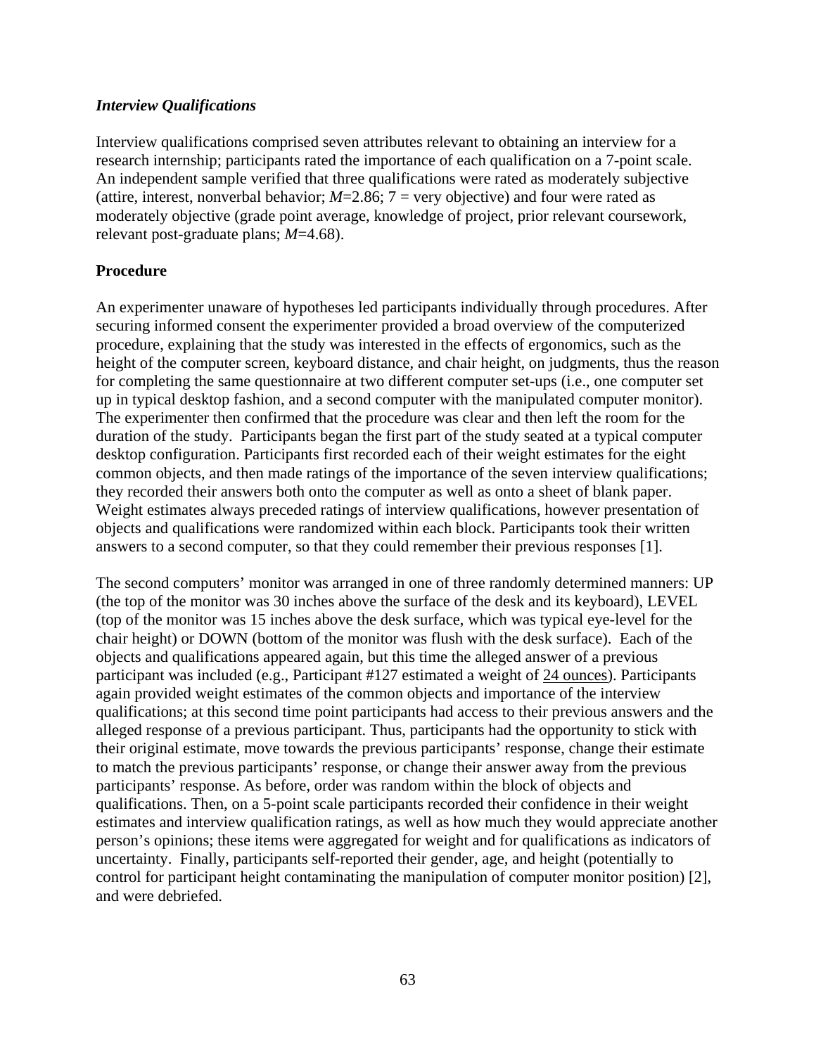### *Interview Qualifications*

Interview qualifications comprised seven attributes relevant to obtaining an interview for a research internship; participants rated the importance of each qualification on a 7-point scale. An independent sample verified that three qualifications were rated as moderately subjective (attire, interest, nonverbal behavior; $M$=2.86; 7 = very objective) and four were rated as moderately objective (grade point average, knowledge of project, prior relevant coursework, relevant post-graduate plans; $M$=4.68).

## Procedure

An experimenter unaware of hypotheses led participants individually through procedures. After securing informed consent the experimenter provided a broad overview of the computerized procedure, explaining that the study was interested in the effects of ergonomics, such as the height of the computer screen, keyboard distance, and chair height, on judgments, thus the reason for completing the same questionnaire at two different computer set-ups (i.e., one computer set up in typical desktop fashion, and a second computer with the manipulated computer monitor). The experimenter then confirmed that the procedure was clear and then left the room for the duration of the study. Participants began the first part of the study seated at a typical computer desktop configuration. Participants first recorded each of their weight estimates for the eight common objects, and then made ratings of the importance of the seven interview qualifications; they recorded their answers both onto the computer as well as onto a sheet of blank paper. Weight estimates always preceded ratings of interview qualifications, however presentation of objects and qualifications were randomized within each block. Participants took their written answers to a second computer, so that they could remember their previous responses [1].

The second computers' monitor was arranged in one of three randomly determined manners: UP (the top of the monitor was 30 inches above the surface of the desk and its keyboard), LEVEL (top of the monitor was 15 inches above the desk surface, which was typical eye-level for the chair height) or DOWN (bottom of the monitor was flush with the desk surface). Each of the objects and qualifications appeared again, but this time the alleged answer of a previous participant was included (e.g., Participant #127 estimated a weight of <u>24 ounces</u>). Participants again provided weight estimates of the common objects and importance of the interview qualifications; at this second time point participants had access to their previous answers and the alleged response of a previous participant. Thus, participants had the opportunity to stick with their original estimate, move towards the previous participants' response, change their estimate to match the previous participants' response, or change their answer away from the previous participants' response. As before, order was random within the block of objects and qualifications. Then, on a 5-point scale participants recorded their confidence in their weight estimates and interview qualification ratings, as well as how much they would appreciate another person's opinions; these items were aggregated for weight and for qualifications as indicators of uncertainty. Finally, participants self-reported their gender, age, and height (potentially to control for participant height contaminating the manipulation of computer monitor position) [2], and were debriefed.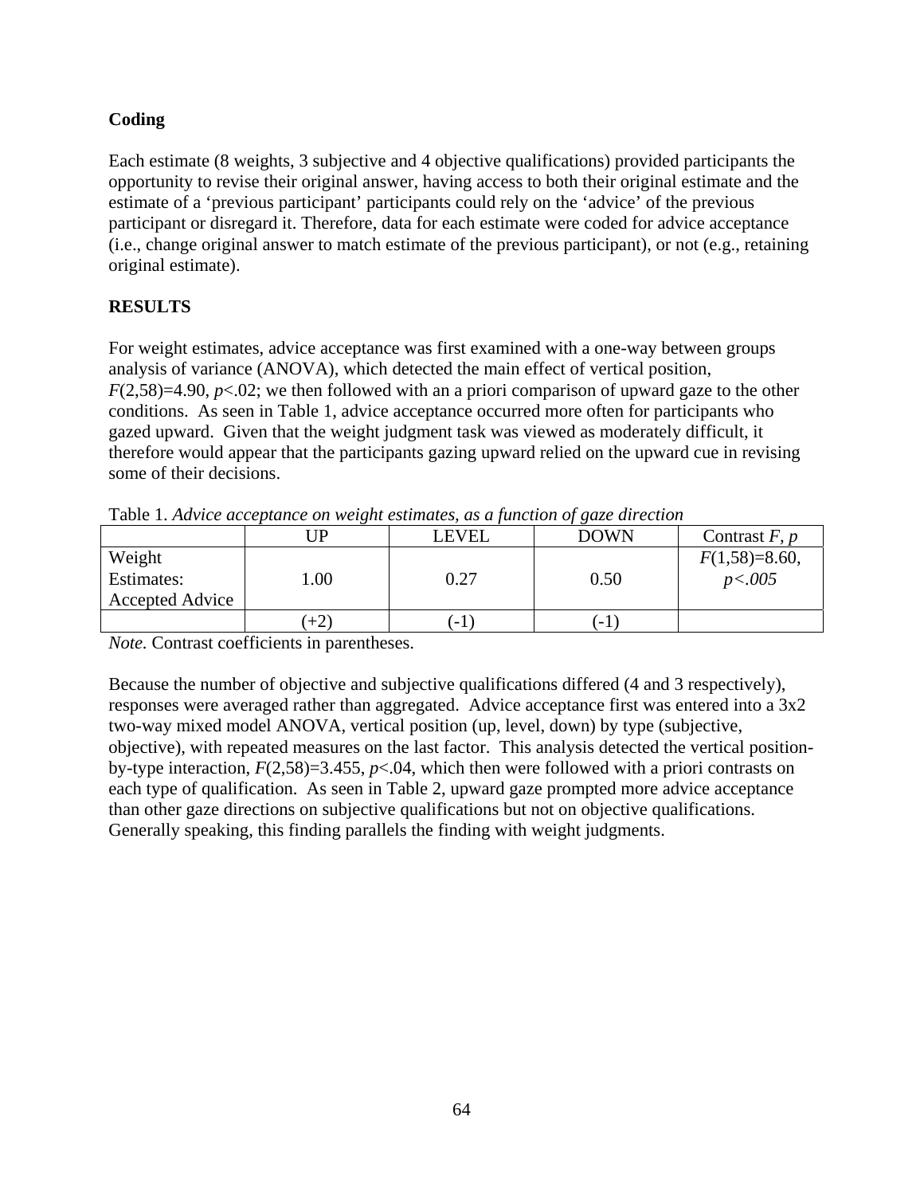## Coding

Each estimate (8 weights, 3 subjective and 4 objective qualifications) provided participants the opportunity to revise their original answer, having access to both their original estimate and the estimate of a 'previous participant' participants could rely on the 'advice' of the previous participant or disregard it. Therefore, data for each estimate were coded for advice acceptance (i.e., change original answer to match estimate of the previous participant), or not (e.g., retaining original estimate).

## RESULTS

For weight estimates, advice acceptance was first examined with a one-way between groups analysis of variance (ANOVA), which detected the main effect of vertical position, $F(2,58)=4.90$, $p<.02$; we then followed with an a priori comparison of upward gaze to the other conditions. As seen in Table 1, advice acceptance occurred more often for participants who gazed upward. Given that the weight judgment task was viewed as moderately difficult, it therefore would appear that the participants gazing upward relied on the upward cue in revising some of their decisions.

Table 1. *Advice acceptance on weight estimates, as a function of gaze direction*

| | UP | LEVEL | DOWN | Contrast $F$, $p$ |
|---|---|---|---|---|
| Weight Estimates: Accepted Advice | 1.00 | 0.27 | 0.50 | $F(1,58)=8.60$, $p<.005$ |
| | (+2) | (-1) | (-1) | |

*Note.* Contrast coefficients in parentheses.

Because the number of objective and subjective qualifications differed (4 and 3 respectively), responses were averaged rather than aggregated. Advice acceptance first was entered into a 3x2 two-way mixed model ANOVA, vertical position (up, level, down) by type (subjective, objective), with repeated measures on the last factor. This analysis detected the vertical position-by-type interaction, $F(2,58)=3.455$, $p<.04$, which then were followed with a priori contrasts on each type of qualification. As seen in Table 2, upward gaze prompted more advice acceptance than other gaze directions on subjective qualifications but not on objective qualifications. Generally speaking, this finding parallels the finding with weight judgments.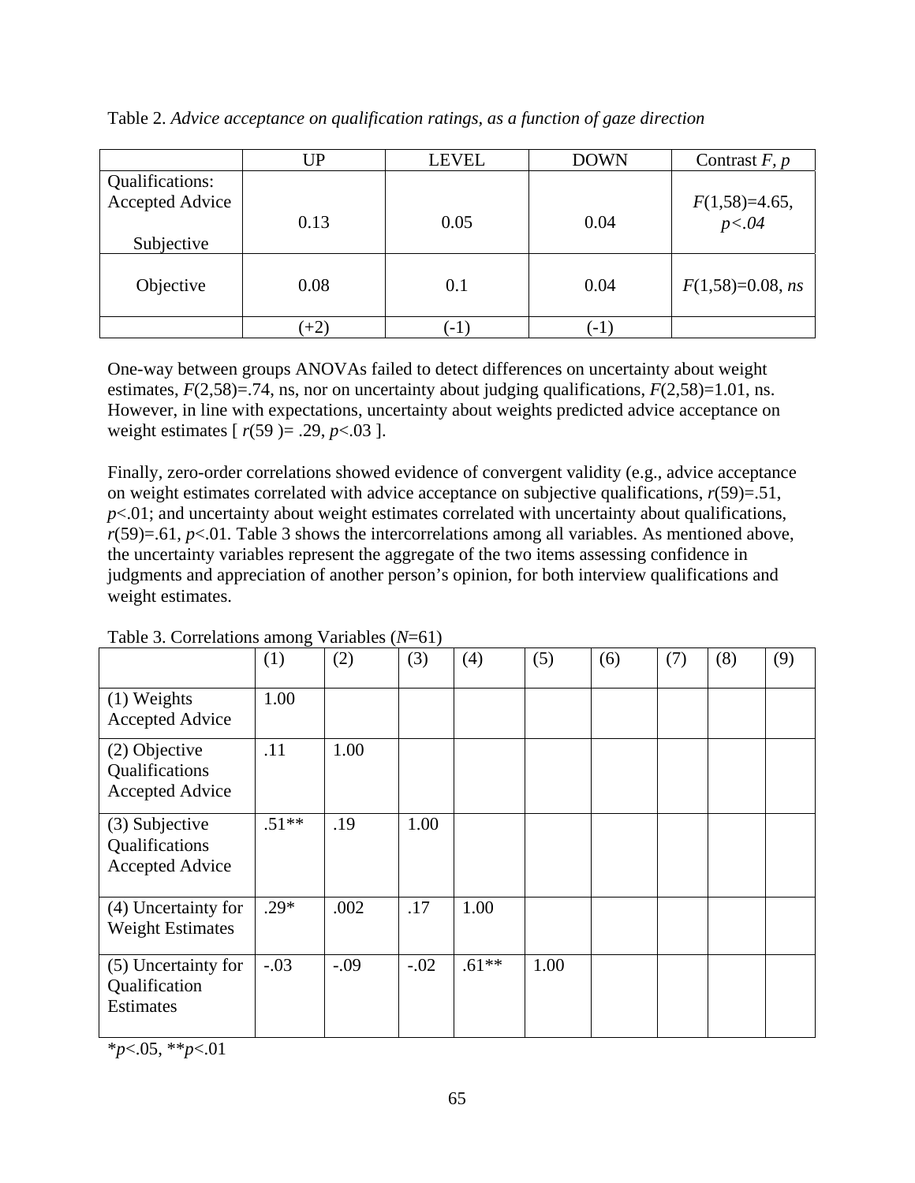Table 2. *Advice acceptance on qualification ratings, as a function of gaze direction*

| | UP | LEVEL | DOWN | Contrast *F*, *p* |
|---|---|---|---|---|
| Qualifications: Accepted Advice<br><br>Subjective | 0.13 | 0.05 | 0.04 | $F(1,58)=4.65$, $p<.04$ |
| Objective | 0.08 | 0.1 | 0.04 | $F(1,58)=0.08$, *ns* |
| | (+2) | (-1) | (-1) | |

One-way between groups ANOVAs failed to detect differences on uncertainty about weight estimates, $F(2,58)=.74$, ns, nor on uncertainty about judging qualifications, $F(2,58)=1.01$, ns. However, in line with expectations, uncertainty about weights predicted advice acceptance on weight estimates [ $r(59)= .29$, $p<.03$ ].

Finally, zero-order correlations showed evidence of convergent validity (e.g., advice acceptance on weight estimates correlated with advice acceptance on subjective qualifications, $r(59)=.51$, $p<.01$; and uncertainty about weight estimates correlated with uncertainty about qualifications, $r(59)=.61$, $p<.01$. Table 3 shows the intercorrelations among all variables. As mentioned above, the uncertainty variables represent the aggregate of the two items assessing confidence in judgments and appreciation of another person's opinion, for both interview qualifications and weight estimates.

Table 3. Correlations among Variables (*N*=61)

| | (1) | (2) | (3) | (4) | (5) | (6) | (7) | (8) | (9) |
|---|---|---|---|---|---|---|---|---|---|
| (1) Weights Accepted Advice | 1.00 | | | | | | | | |
| (2) Objective Qualifications Accepted Advice | .11 | 1.00 | | | | | | | |
| (3) Subjective Qualifications Accepted Advice | .51** | .19 | 1.00 | | | | | | |
| (4) Uncertainty for Weight Estimates | .29* | .002 | .17 | 1.00 | | | | | |
| (5) Uncertainty for Qualification Estimates | -.03 | -.09 | -.02 | .61** | 1.00 | | | | |

*$p<.05$, **$p<.01$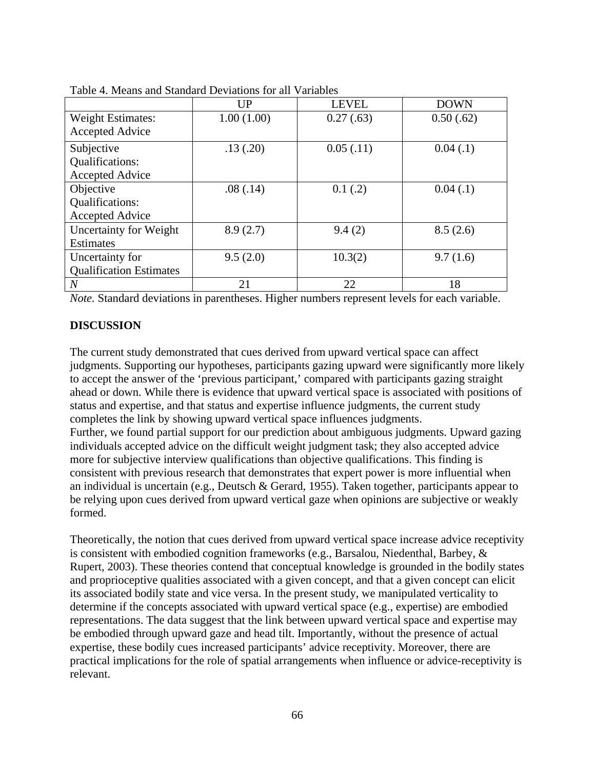Table 4. Means and Standard Deviations for all Variables

| | UP | LEVEL | DOWN |
|---|---|---|---|
| Weight Estimates: Accepted Advice | 1.00 (1.00) | 0.27 (.63) | 0.50 (.62) |
| Subjective Qualifications: Accepted Advice | .13 (.20) | 0.05 (.11) | 0.04 (.1) |
| Objective Qualifications: Accepted Advice | .08 (.14) | 0.1 (.2) | 0.04 (.1) |
| Uncertainty for Weight Estimates | 8.9 (2.7) | 9.4 (2) | 8.5 (2.6) |
| Uncertainty for Qualification Estimates | 9.5 (2.0) | 10.3(2) | 9.7 (1.6) |
| *N* | 21 | 22 | 18 |

*Note.* Standard deviations in parentheses. Higher numbers represent levels for each variable.

## DISCUSSION

The current study demonstrated that cues derived from upward vertical space can affect judgments. Supporting our hypotheses, participants gazing upward were significantly more likely to accept the answer of the 'previous participant,' compared with participants gazing straight ahead or down. While there is evidence that upward vertical space is associated with positions of status and expertise, and that status and expertise influence judgments, the current study completes the link by showing upward vertical space influences judgments.

Further, we found partial support for our prediction about ambiguous judgments. Upward gazing individuals accepted advice on the difficult weight judgment task; they also accepted advice more for subjective interview qualifications than objective qualifications. This finding is consistent with previous research that demonstrates that expert power is more influential when an individual is uncertain (e.g., Deutsch & Gerard, 1955). Taken together, participants appear to be relying upon cues derived from upward vertical gaze when opinions are subjective or weakly formed.

Theoretically, the notion that cues derived from upward vertical space increase advice receptivity is consistent with embodied cognition frameworks (e.g., Barsalou, Niedenthal, Barbey, & Rupert, 2003). These theories contend that conceptual knowledge is grounded in the bodily states and proprioceptive qualities associated with a given concept, and that a given concept can elicit its associated bodily state and vice versa. In the present study, we manipulated verticality to determine if the concepts associated with upward vertical space (e.g., expertise) are embodied representations. The data suggest that the link between upward vertical space and expertise may be embodied through upward gaze and head tilt. Importantly, without the presence of actual expertise, these bodily cues increased participants' advice receptivity. Moreover, there are practical implications for the role of spatial arrangements when influence or advice-receptivity is relevant.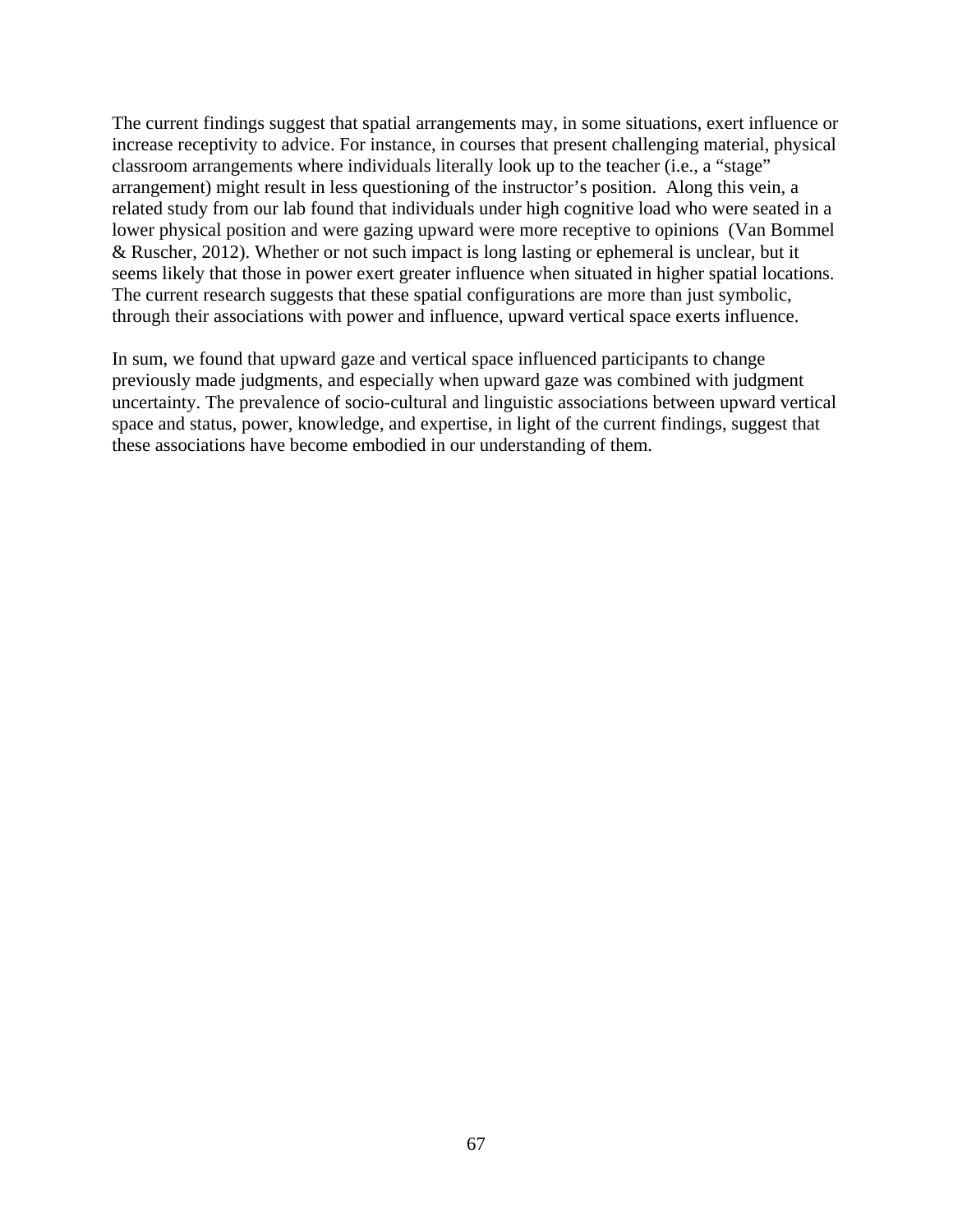The current findings suggest that spatial arrangements may, in some situations, exert influence or increase receptivity to advice. For instance, in courses that present challenging material, physical classroom arrangements where individuals literally look up to the teacher (i.e., a "stage" arrangement) might result in less questioning of the instructor's position. Along this vein, a related study from our lab found that individuals under high cognitive load who were seated in a lower physical position and were gazing upward were more receptive to opinions (Van Bommel & Ruscher, 2012). Whether or not such impact is long lasting or ephemeral is unclear, but it seems likely that those in power exert greater influence when situated in higher spatial locations. The current research suggests that these spatial configurations are more than just symbolic, through their associations with power and influence, upward vertical space exerts influence.

In sum, we found that upward gaze and vertical space influenced participants to change previously made judgments, and especially when upward gaze was combined with judgment uncertainty. The prevalence of socio-cultural and linguistic associations between upward vertical space and status, power, knowledge, and expertise, in light of the current findings, suggest that these associations have become embodied in our understanding of them.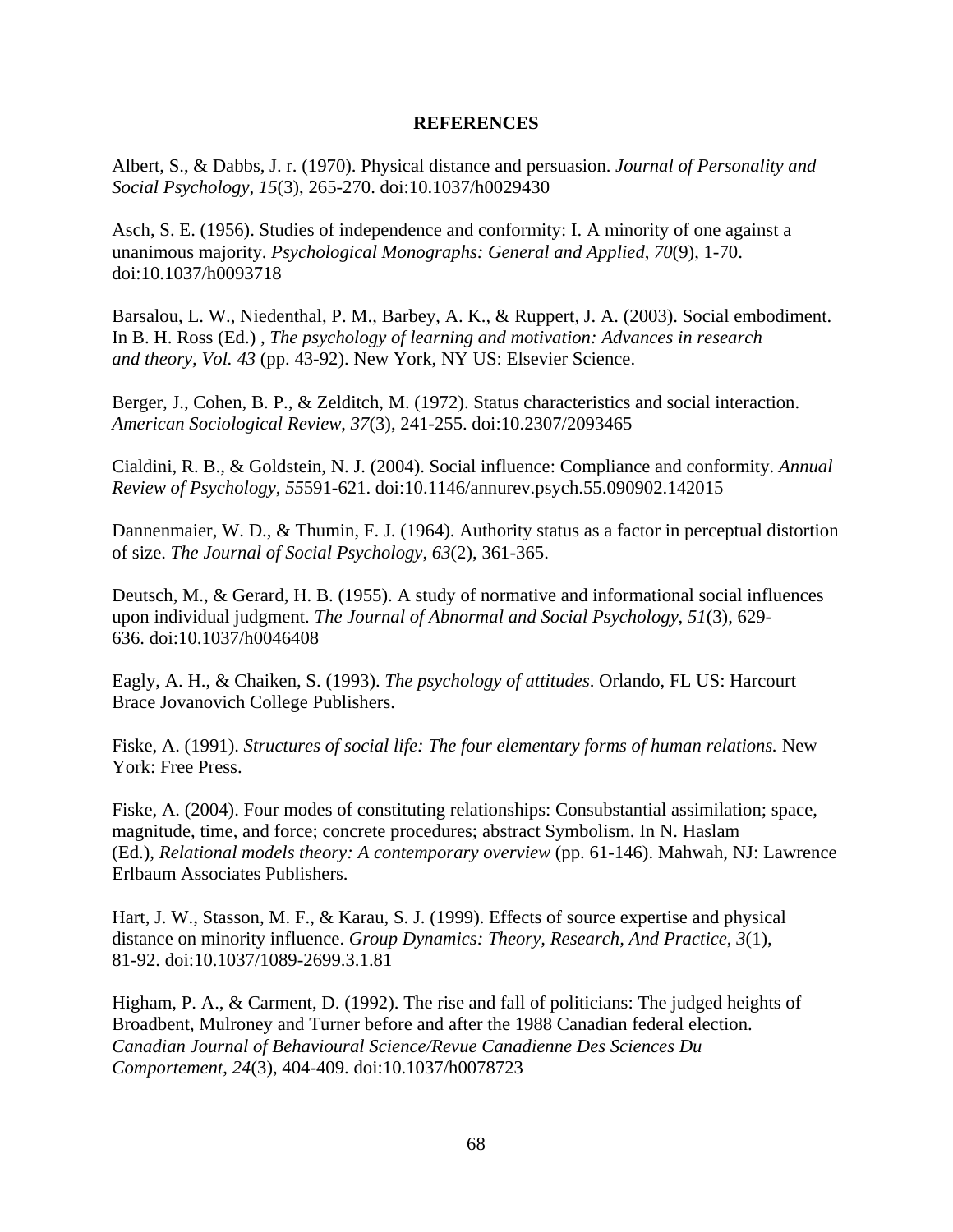**REFERENCES**

Albert, S., & Dabbs, J. r. (1970). Physical distance and persuasion. *Journal of Personality and Social Psychology*, *15*(3), 265-270. doi:10.1037/h0029430

Asch, S. E. (1956). Studies of independence and conformity: I. A minority of one against a unanimous majority. *Psychological Monographs: General and Applied*, *70*(9), 1-70. doi:10.1037/h0093718

Barsalou, L. W., Niedenthal, P. M., Barbey, A. K., & Ruppert, J. A. (2003). Social embodiment. In B. H. Ross (Ed.) , *The psychology of learning and motivation: Advances in research and theory, Vol. 43* (pp. 43-92). New York, NY US: Elsevier Science.

Berger, J., Cohen, B. P., & Zelditch, M. (1972). Status characteristics and social interaction. *American Sociological Review*, *37*(3), 241-255. doi:10.2307/2093465

Cialdini, R. B., & Goldstein, N. J. (2004). Social influence: Compliance and conformity. *Annual Review of Psychology*, *55*591-621. doi:10.1146/annurev.psych.55.090902.142015

Dannenmaier, W. D., & Thumin, F. J. (1964). Authority status as a factor in perceptual distortion of size. *The Journal of Social Psychology*, *63*(2), 361-365.

Deutsch, M., & Gerard, H. B. (1955). A study of normative and informational social influences upon individual judgment. *The Journal of Abnormal and Social Psychology*, *51*(3), 629-636. doi:10.1037/h0046408

Eagly, A. H., & Chaiken, S. (1993). *The psychology of attitudes*. Orlando, FL US: Harcourt Brace Jovanovich College Publishers.

Fiske, A. (1991). *Structures of social life: The four elementary forms of human relations.* New York: Free Press.

Fiske, A. (2004). Four modes of constituting relationships: Consubstantial assimilation; space, magnitude, time, and force; concrete procedures; abstract Symbolism. In N. Haslam (Ed.), *Relational models theory: A contemporary overview* (pp. 61-146). Mahwah, NJ: Lawrence Erlbaum Associates Publishers.

Hart, J. W., Stasson, M. F., & Karau, S. J. (1999). Effects of source expertise and physical distance on minority influence. *Group Dynamics: Theory, Research, And Practice*, *3*(1), 81-92. doi:10.1037/1089-2699.3.1.81

Higham, P. A., & Carment, D. (1992). The rise and fall of politicians: The judged heights of Broadbent, Mulroney and Turner before and after the 1988 Canadian federal election. *Canadian Journal of Behavioural Science/Revue Canadienne Des Sciences Du Comportement*, *24*(3), 404-409. doi:10.1037/h0078723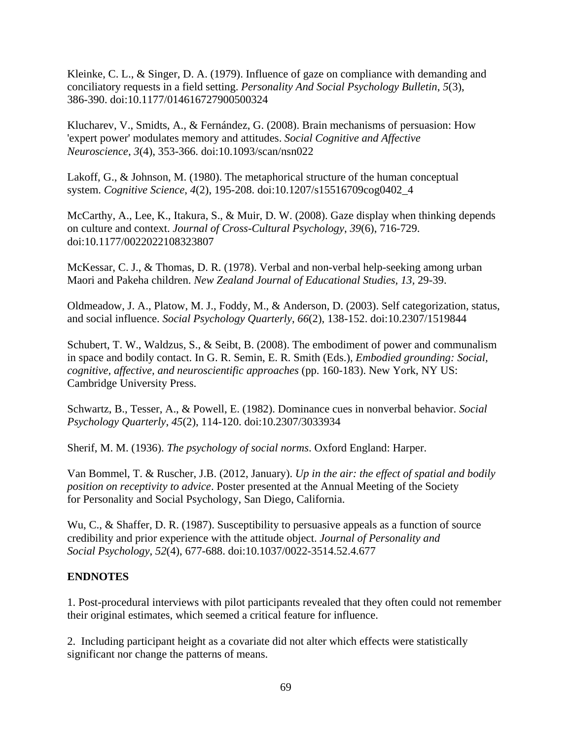Kleinke, C. L., & Singer, D. A. (1979). Influence of gaze on compliance with demanding and conciliatory requests in a field setting. *Personality And Social Psychology Bulletin*, *5*(3), 386-390. doi:10.1177/014616727900500324

Klucharev, V., Smidts, A., & Fernández, G. (2008). Brain mechanisms of persuasion: How 'expert power' modulates memory and attitudes. *Social Cognitive and Affective Neuroscience*, *3*(4), 353-366. doi:10.1093/scan/nsn022

Lakoff, G., & Johnson, M. (1980). The metaphorical structure of the human conceptual system. *Cognitive Science*, *4*(2), 195-208. doi:10.1207/s15516709cog0402_4

McCarthy, A., Lee, K., Itakura, S., & Muir, D. W. (2008). Gaze display when thinking depends on culture and context. *Journal of Cross-Cultural Psychology*, *39*(6), 716-729. doi:10.1177/0022022108323807

McKessar, C. J., & Thomas, D. R. (1978). Verbal and non-verbal help-seeking among urban Maori and Pakeha children. *New Zealand Journal of Educational Studies, 13,* 29-39.

Oldmeadow, J. A., Platow, M. J., Foddy, M., & Anderson, D. (2003). Self categorization, status, and social influence. *Social Psychology Quarterly*, *66*(2), 138-152. doi:10.2307/1519844

Schubert, T. W., Waldzus, S., & Seibt, B. (2008). The embodiment of power and communalism in space and bodily contact. In G. R. Semin, E. R. Smith (Eds.), *Embodied grounding: Social, cognitive, affective, and neuroscientific approaches* (pp. 160-183). New York, NY US: Cambridge University Press.

Schwartz, B., Tesser, A., & Powell, E. (1982). Dominance cues in nonverbal behavior. *Social Psychology Quarterly*, *45*(2), 114-120. doi:10.2307/3033934

Sherif, M. M. (1936). *The psychology of social norms*. Oxford England: Harper.

Van Bommel, T. & Ruscher, J.B. (2012, January). *Up in the air: the effect of spatial and bodily position on receptivity to advice*. Poster presented at the Annual Meeting of the Society for Personality and Social Psychology, San Diego, California.

Wu, C., & Shaffer, D. R. (1987). Susceptibility to persuasive appeals as a function of source credibility and prior experience with the attitude object. *Journal of Personality and Social Psychology*, *52*(4), 677-688. doi:10.1037/0022-3514.52.4.677

**ENDNOTES**

1. Post-procedural interviews with pilot participants revealed that they often could not remember their original estimates, which seemed a critical feature for influence.

2. Including participant height as a covariate did not alter which effects were statistically significant nor change the patterns of means.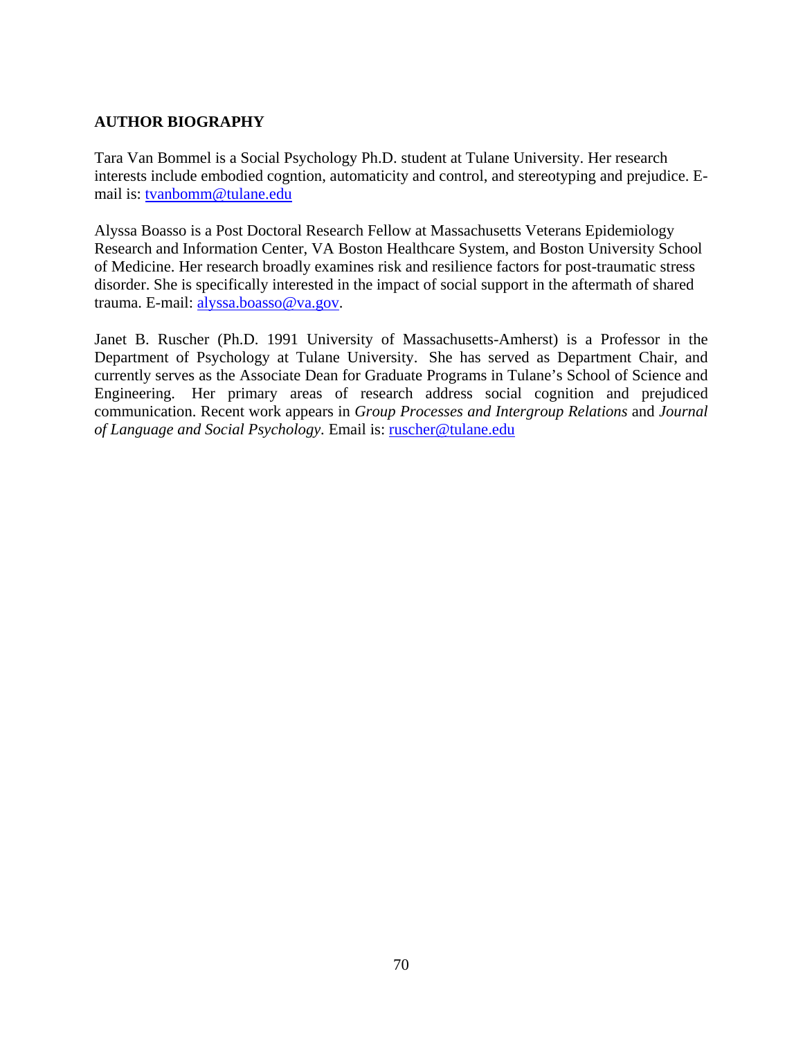**AUTHOR BIOGRAPHY**

Tara Van Bommel is a Social Psychology Ph.D. student at Tulane University. Her research interests include embodied cogntion, automaticity and control, and stereotyping and prejudice. E-mail is: tvanbomm@tulane.edu

Alyssa Boasso is a Post Doctoral Research Fellow at Massachusetts Veterans Epidemiology Research and Information Center, VA Boston Healthcare System, and Boston University School of Medicine. Her research broadly examines risk and resilience factors for post-traumatic stress disorder. She is specifically interested in the impact of social support in the aftermath of shared trauma. E-mail: alyssa.boasso@va.gov.

Janet B. Ruscher (Ph.D. 1991 University of Massachusetts-Amherst) is a Professor in the Department of Psychology at Tulane University. She has served as Department Chair, and currently serves as the Associate Dean for Graduate Programs in Tulane's School of Science and Engineering. Her primary areas of research address social cognition and prejudiced communication. Recent work appears in *Group Processes and Intergroup Relations* and *Journal of Language and Social Psychology.* Email is: ruscher@tulane.edu